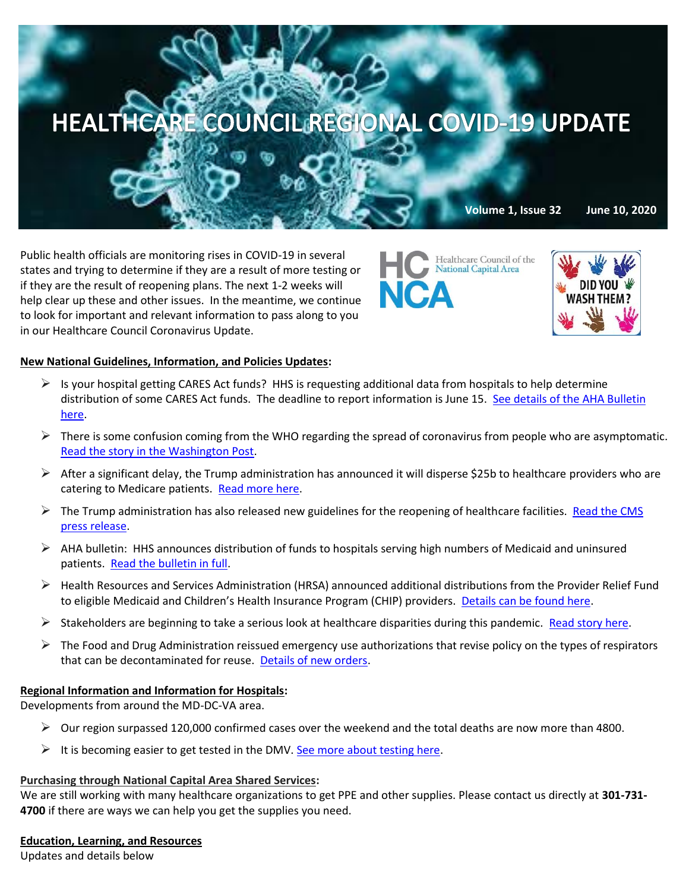# HEALTHCARE COUNCIL REGIONAL COVID-19 UPDATE

**Volume 1, Issue 32 June 10, 2020**

Public health officials are monitoring rises in COVID-19 in several states and trying to determine if they are a result of more testing or if they are the result of reopening plans. The next 1-2 weeks will help clear up these and other issues. In the meantime, we continue to look for important and relevant information to pass along to you in our Healthcare Council Coronavirus Update.

HC NCA Healthcare Council of the National Capital Area

DID YOU WASH THEM?

**New National Guidelines, Information, and Policies Updates:**

- Is your hospital getting CARES Act funds? HHS is requesting additional data from hospitals to help determine distribution of some CARES Act funds. The deadline to report information is June 15. See details of the AHA Bulletin here.
- There is some confusion coming from the WHO regarding the spread of coronavirus from people who are asymptomatic. Read the story in the Washington Post.
- After a significant delay, the Trump administration has announced it will disperse $25b to healthcare providers who are catering to Medicare patients. Read more here.
- The Trump administration has also released new guidelines for the reopening of healthcare facilities. Read the CMS press release.
- AHA bulletin: HHS announces distribution of funds to hospitals serving high numbers of Medicaid and uninsured patients. Read the bulletin in full.
- Health Resources and Services Administration (HRSA) announced additional distributions from the Provider Relief Fund to eligible Medicaid and Children's Health Insurance Program (CHIP) providers. Details can be found here.
- Stakeholders are beginning to take a serious look at healthcare disparities during this pandemic. Read story here.
- The Food and Drug Administration reissued emergency use authorizations that revise policy on the types of respirators that can be decontaminated for reuse. Details of new orders.

**Regional Information and Information for Hospitals:**

Developments from around the MD-DC-VA area.

- Our region surpassed 120,000 confirmed cases over the weekend and the total deaths are now more than 4800.
- It is becoming easier to get tested in the DMV. See more about testing here.

**Purchasing through National Capital Area Shared Services:**

We are still working with many healthcare organizations to get PPE and other supplies. Please contact us directly at **301-731-4700** if there are ways we can help you get the supplies you need.

**Education, Learning, and Resources**

Updates and details below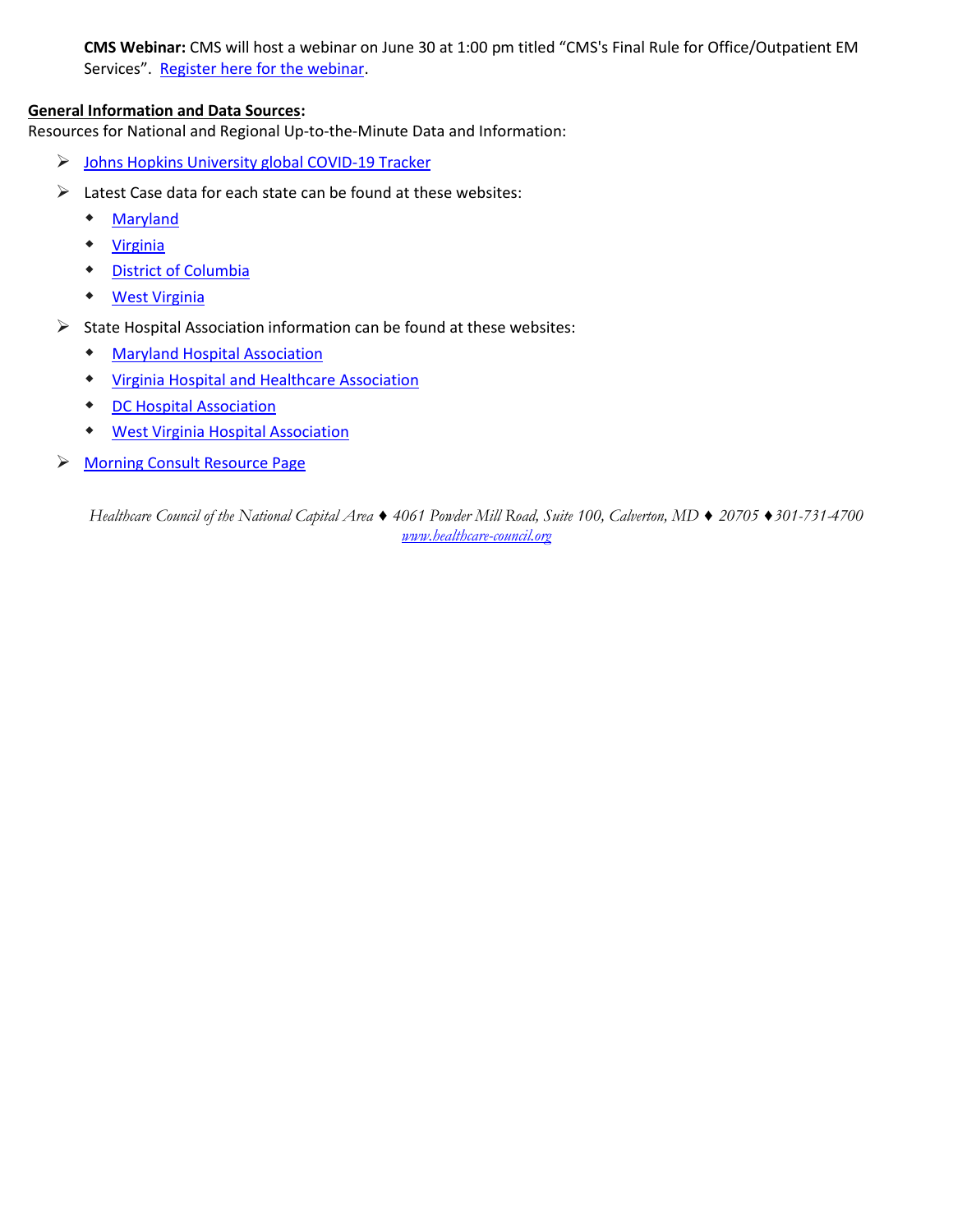**CMS Webinar:** CMS will host a webinar on June 30 at 1:00 pm titled "CMS's Final Rule for Office/Outpatient EM Services". Register here for the webinar.

**General Information and Data Sources:**

Resources for National and Regional Up-to-the-Minute Data and Information:

- Johns Hopkins University global COVID-19 Tracker
- Latest Case data for each state can be found at these websites:
  - Maryland
  - Virginia
  - District of Columbia
  - West Virginia
- State Hospital Association information can be found at these websites:
  - Maryland Hospital Association
  - Virginia Hospital and Healthcare Association
  - DC Hospital Association
  - West Virginia Hospital Association
- Morning Consult Resource Page

*Healthcare Council of the National Capital Area ♦ 4061 Powder Mill Road, Suite 100, Calverton, MD ♦ 20705 ♦301-731-4700*
*www.healthcare-council.org*